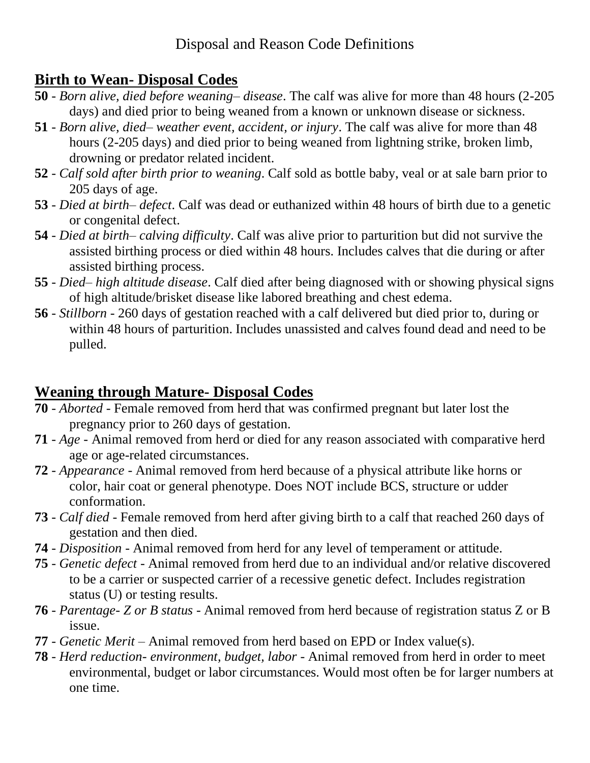# Disposal and Reason Code Definitions

## Birth to Wean- Disposal Codes

**50** - *Born alive, died before weaning– disease*. The calf was alive for more than 48 hours (2-205 days) and died prior to being weaned from a known or unknown disease or sickness.

**51** - *Born alive, died– weather event, accident, or injury*. The calf was alive for more than 48 hours (2-205 days) and died prior to being weaned from lightning strike, broken limb, drowning or predator related incident.

**52** - *Calf sold after birth prior to weaning*. Calf sold as bottle baby, veal or at sale barn prior to 205 days of age.

**53** - *Died at birth– defect*. Calf was dead or euthanized within 48 hours of birth due to a genetic or congenital defect.

**54** - *Died at birth– calving difficulty*. Calf was alive prior to parturition but did not survive the assisted birthing process or died within 48 hours. Includes calves that die during or after assisted birthing process.

**55** - *Died– high altitude disease*. Calf died after being diagnosed with or showing physical signs of high altitude/brisket disease like labored breathing and chest edema.

**56** - *Stillborn* - 260 days of gestation reached with a calf delivered but died prior to, during or within 48 hours of parturition. Includes unassisted and calves found dead and need to be pulled.

## Weaning through Mature- Disposal Codes

**70** - *Aborted* - Female removed from herd that was confirmed pregnant but later lost the pregnancy prior to 260 days of gestation.

**71** - *Age* - Animal removed from herd or died for any reason associated with comparative herd age or age-related circumstances.

**72** - *Appearance* - Animal removed from herd because of a physical attribute like horns or color, hair coat or general phenotype. Does NOT include BCS, structure or udder conformation.

**73** - *Calf died* - Female removed from herd after giving birth to a calf that reached 260 days of gestation and then died.

**74** - *Disposition* - Animal removed from herd for any level of temperament or attitude.

**75** - *Genetic defect* - Animal removed from herd due to an individual and/or relative discovered to be a carrier or suspected carrier of a recessive genetic defect. Includes registration status (U) or testing results.

**76** - *Parentage- Z or B status* - Animal removed from herd because of registration status Z or B issue.

**77** - *Genetic Merit* – Animal removed from herd based on EPD or Index value(s).

**78** - *Herd reduction- environment, budget, labor* - Animal removed from herd in order to meet environmental, budget or labor circumstances. Would most often be for larger numbers at one time.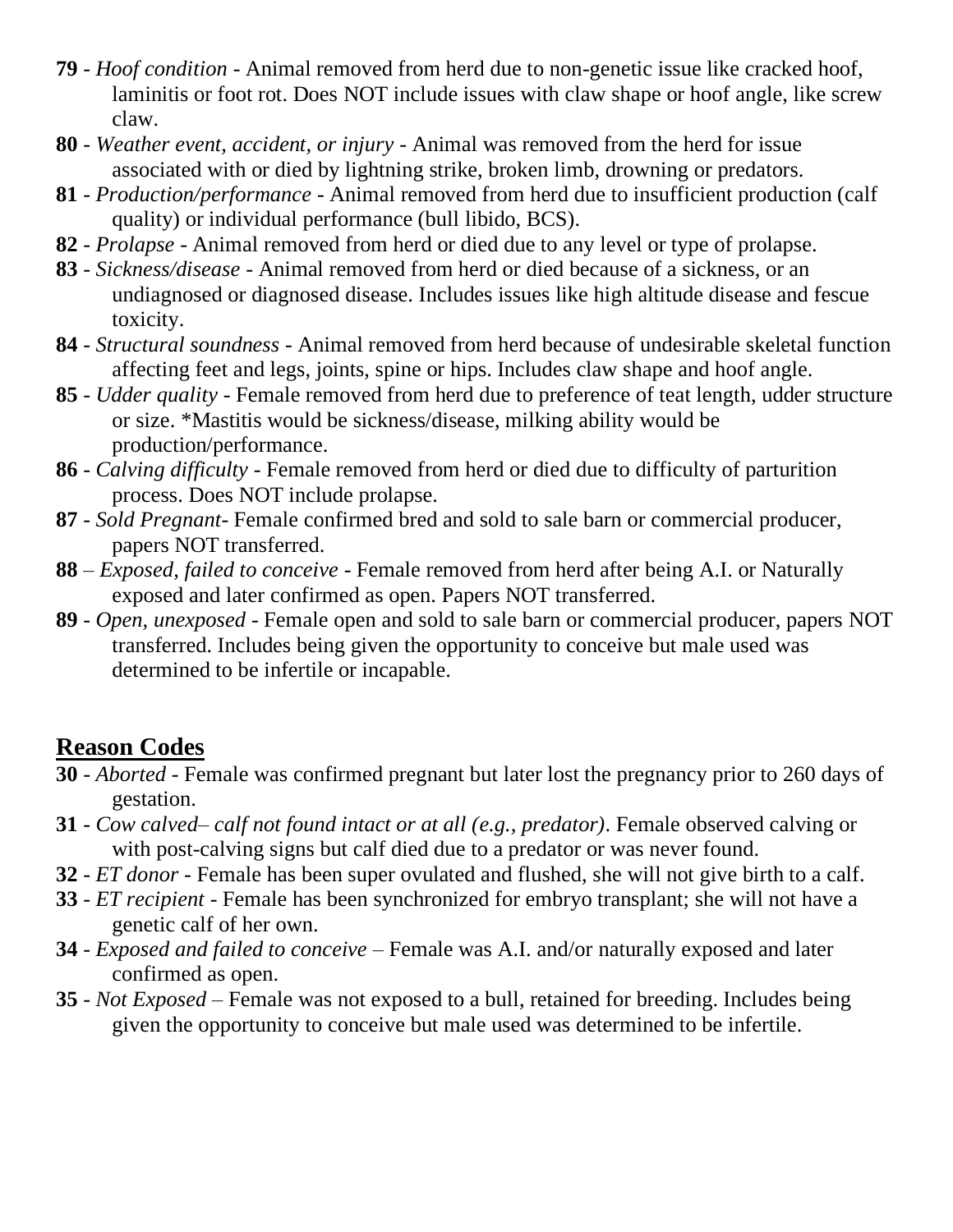- **79** - *Hoof condition* - Animal removed from herd due to non-genetic issue like cracked hoof, laminitis or foot rot. Does NOT include issues with claw shape or hoof angle, like screw claw.
- **80** - *Weather event, accident, or injury* - Animal was removed from the herd for issue associated with or died by lightning strike, broken limb, drowning or predators.
- **81** - *Production/performance* - Animal removed from herd due to insufficient production (calf quality) or individual performance (bull libido, BCS).
- **82** - *Prolapse* - Animal removed from herd or died due to any level or type of prolapse.
- **83** - *Sickness/disease* - Animal removed from herd or died because of a sickness, or an undiagnosed or diagnosed disease. Includes issues like high altitude disease and fescue toxicity.
- **84** - *Structural soundness* - Animal removed from herd because of undesirable skeletal function affecting feet and legs, joints, spine or hips. Includes claw shape and hoof angle.
- **85** - *Udder quality* - Female removed from herd due to preference of teat length, udder structure or size. *Mastitis would be sickness/disease, milking ability would be production/performance.
- **86** - *Calving difficulty* - Female removed from herd or died due to difficulty of parturition process. Does NOT include prolapse.
- **87** - *Sold Pregnant*- Female confirmed bred and sold to sale barn or commercial producer, papers NOT transferred.
- **88** – *Exposed, failed to conceive* - Female removed from herd after being A.I. or Naturally exposed and later confirmed as open. Papers NOT transferred.
- **89** - *Open, unexposed* - Female open and sold to sale barn or commercial producer, papers NOT transferred. Includes being given the opportunity to conceive but male used was determined to be infertile or incapable.

## Reason Codes

- **30** - *Aborted* - Female was confirmed pregnant but later lost the pregnancy prior to 260 days of gestation.
- **31** - *Cow calved– calf not found intact or at all (e.g., predator)*. Female observed calving or with post-calving signs but calf died due to a predator or was never found.
- **32** - *ET donor* - Female has been super ovulated and flushed, she will not give birth to a calf.
- **33** - *ET recipient* - Female has been synchronized for embryo transplant; she will not have a genetic calf of her own.
- **34** - *Exposed and failed to conceive* – Female was A.I. and/or naturally exposed and later confirmed as open.
- **35** - *Not Exposed* – Female was not exposed to a bull, retained for breeding. Includes being given the opportunity to conceive but male used was determined to be infertile.